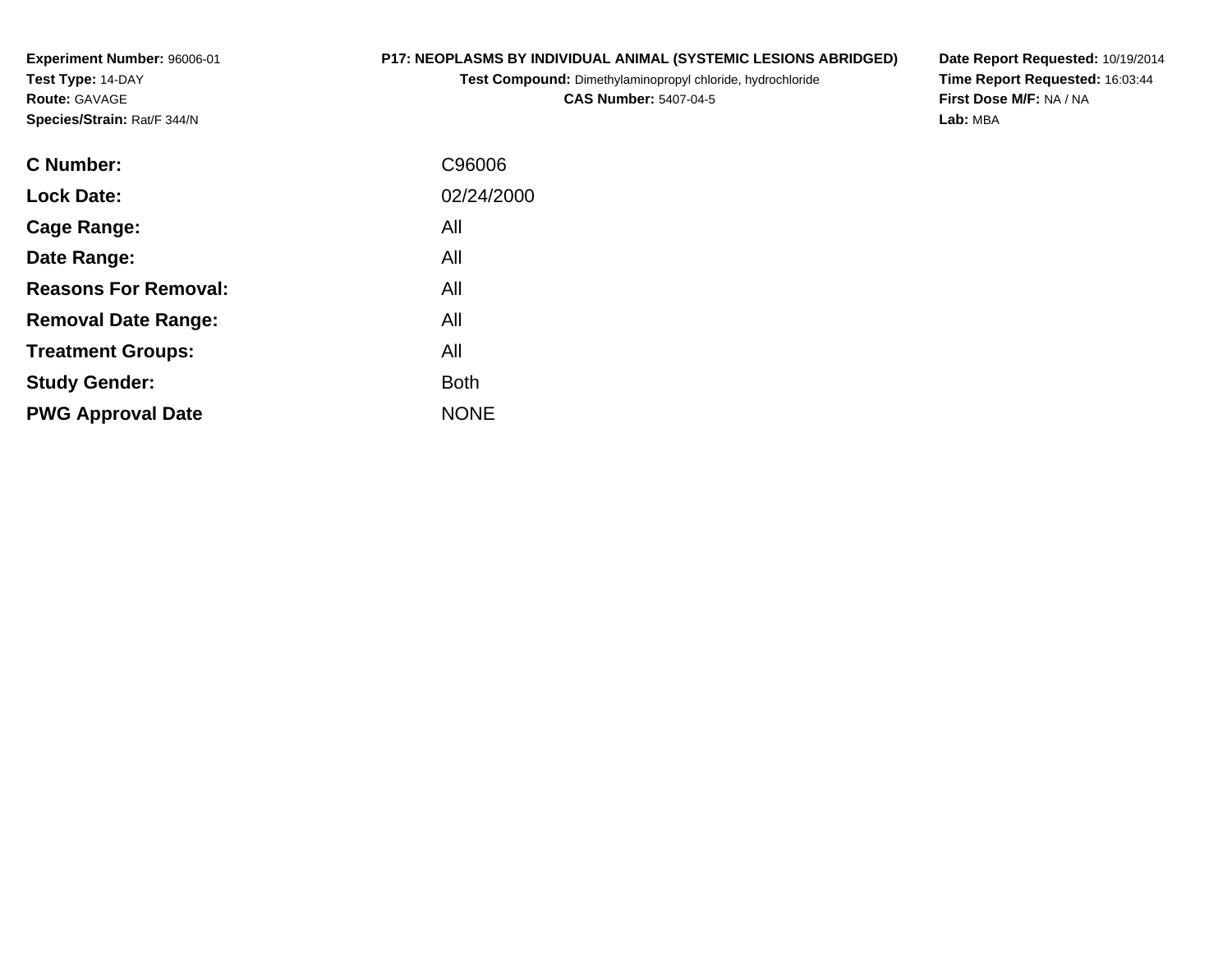**Experiment Number:** 96006-01
**Test Type:** 14-DAY
**Route:** GAVAGE
**Species/Strain:** Rat/F 344/N

**P17: NEOPLASMS BY INDIVIDUAL ANIMAL (SYSTEMIC LESIONS ABRIDGED)**
**Test Compound:** Dimethylaminopropyl chloride, hydrochloride
**CAS Number:** 5407-04-5

**Date Report Requested:** 10/19/2014
**Time Report Requested:** 16:03:44
**First Dose M/F:** NA / NA
**Lab:** MBA

| | |
|---|---|
| **C Number:** | C96006 |
| **Lock Date:** | 02/24/2000 |
| **Cage Range:** | All |
| **Date Range:** | All |
| **Reasons For Removal:** | All |
| **Removal Date Range:** | All |
| **Treatment Groups:** | All |
| **Study Gender:** | Both |
| **PWG Approval Date** | NONE |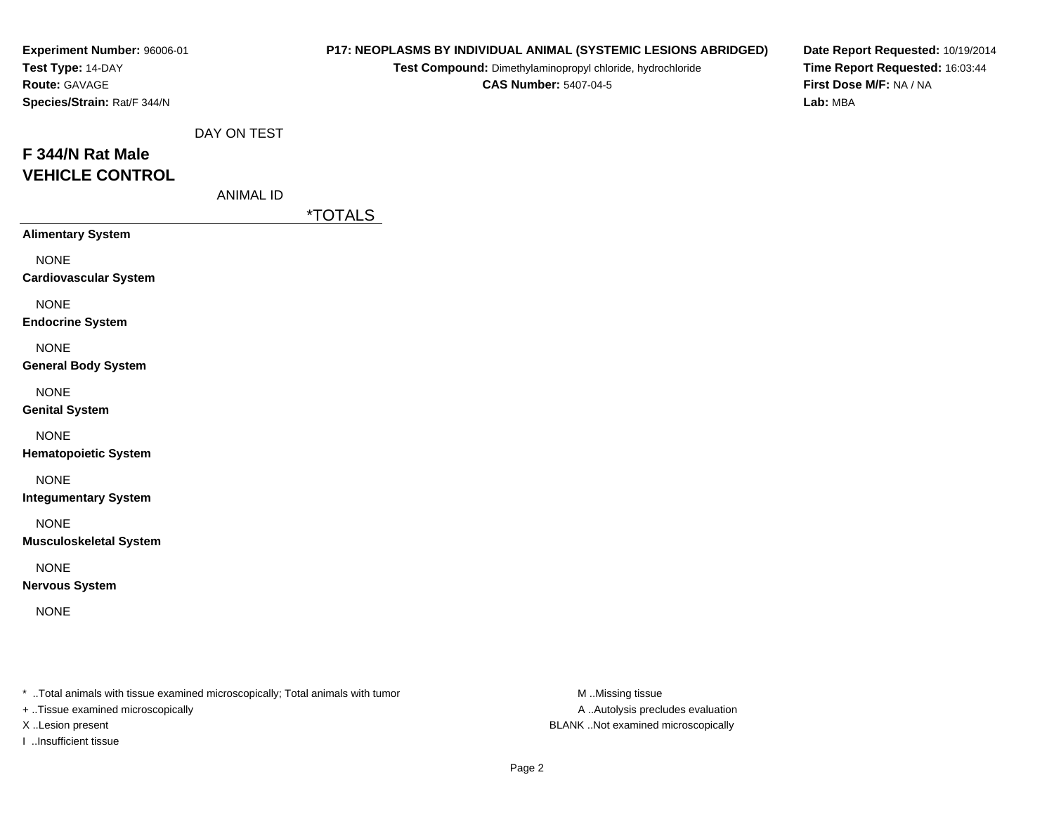**Experiment Number:** 96006-01
**Test Type:** 14-DAY
**Route:** GAVAGE
**Species/Strain:** Rat/F 344/N

**P17: NEOPLASMS BY INDIVIDUAL ANIMAL (SYSTEMIC LESIONS ABRIDGED)**
**Test Compound:** Dimethylaminopropyl chloride, hydrochloride
**CAS Number:** 5407-04-5

**Date Report Requested:** 10/19/2014
**Time Report Requested:** 16:03:44
**First Dose M/F:** NA / NA
**Lab:** MBA

DAY ON TEST

## F 344/N Rat Male
## VEHICLE CONTROL

ANIMAL ID

| | *TOTALS |
|---|---|
| **Alimentary System** | |
| NONE | |
| **Cardiovascular System** | |
| NONE | |
| **Endocrine System** | |
| NONE | |
| **General Body System** | |
| NONE | |
| **Genital System** | |
| NONE | |
| **Hematopoietic System** | |
| NONE | |
| **Integumentary System** | |
| NONE | |
| **Musculoskeletal System** | |
| NONE | |
| **Nervous System** | |
| NONE | |

* ..Total animals with tissue examined microscopically; Total animals with tumor
+ ..Tissue examined microscopically
X ..Lesion present
I ..Insufficient tissue

M ..Missing tissue
A ..Autolysis precludes evaluation
BLANK ..Not examined microscopically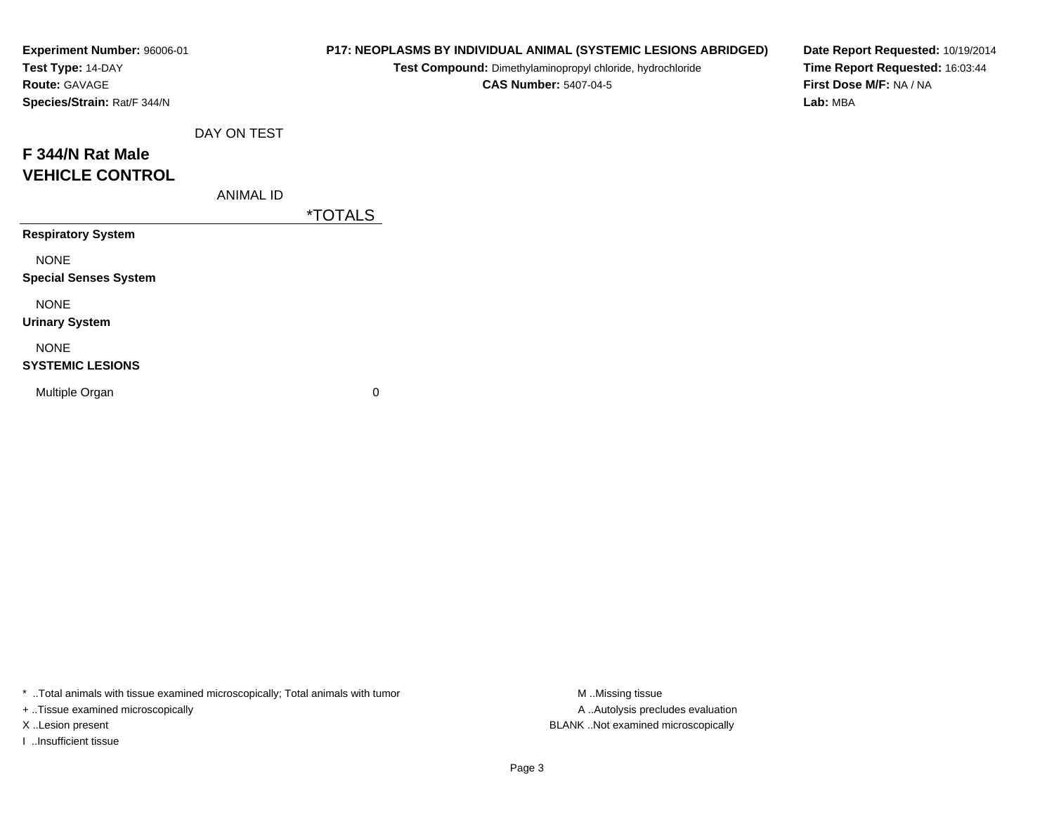**Experiment Number:** 96006-01
**Test Type:** 14-DAY
**Route:** GAVAGE
**Species/Strain:** Rat/F 344/N

**P17: NEOPLASMS BY INDIVIDUAL ANIMAL (SYSTEMIC LESIONS ABRIDGED)**
**Test Compound:** Dimethylaminopropyl chloride, hydrochloride
**CAS Number:** 5407-04-5

**Date Report Requested:** 10/19/2014
**Time Report Requested:** 16:03:44
**First Dose M/F:** NA / NA
**Lab:** MBA

## F 344/N Rat Male
## VEHICLE CONTROL

| DAY ON TEST | |
|---|---|
| ANIMAL ID | *TOTALS |
| **Respiratory System** | |
| NONE | |
| **Special Senses System** | |
| NONE | |
| **Urinary System** | |
| NONE | |
| **SYSTEMIC LESIONS** | |
| Multiple Organ | 0 |

* ..Total animals with tissue examined microscopically; Total animals with tumor
+ ..Tissue examined microscopically
X ..Lesion present
I ..Insufficient tissue

M ..Missing tissue
A ..Autolysis precludes evaluation
BLANK ..Not examined microscopically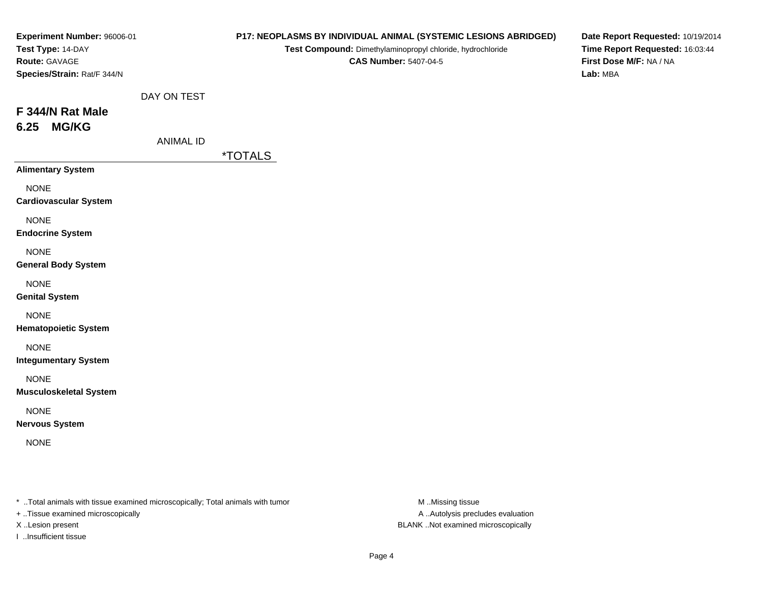**Experiment Number:** 96006-01
**Test Type:** 14-DAY
**Route:** GAVAGE
**Species/Strain:** Rat/F 344/N

**P17: NEOPLASMS BY INDIVIDUAL ANIMAL (SYSTEMIC LESIONS ABRIDGED)**
**Test Compound:** Dimethylaminopropyl chloride, hydrochloride
**CAS Number:** 5407-04-5

**Date Report Requested:** 10/19/2014
**Time Report Requested:** 16:03:44
**First Dose M/F:** NA / NA
**Lab:** MBA

DAY ON TEST

## F 344/N Rat Male
## 6.25 MG/KG

ANIMAL ID

| | *TOTALS |
|---|---|
| **Alimentary System** | |
| NONE | |
| **Cardiovascular System** | |
| NONE | |
| **Endocrine System** | |
| NONE | |
| **General Body System** | |
| NONE | |
| **Genital System** | |
| NONE | |
| **Hematopoietic System** | |
| NONE | |
| **Integumentary System** | |
| NONE | |
| **Musculoskeletal System** | |
| NONE | |
| **Nervous System** | |
| NONE | |

* ..Total animals with tissue examined microscopically; Total animals with tumor
+ ..Tissue examined microscopically
X ..Lesion present
I ..Insufficient tissue

M ..Missing tissue
A ..Autolysis precludes evaluation
BLANK ..Not examined microscopically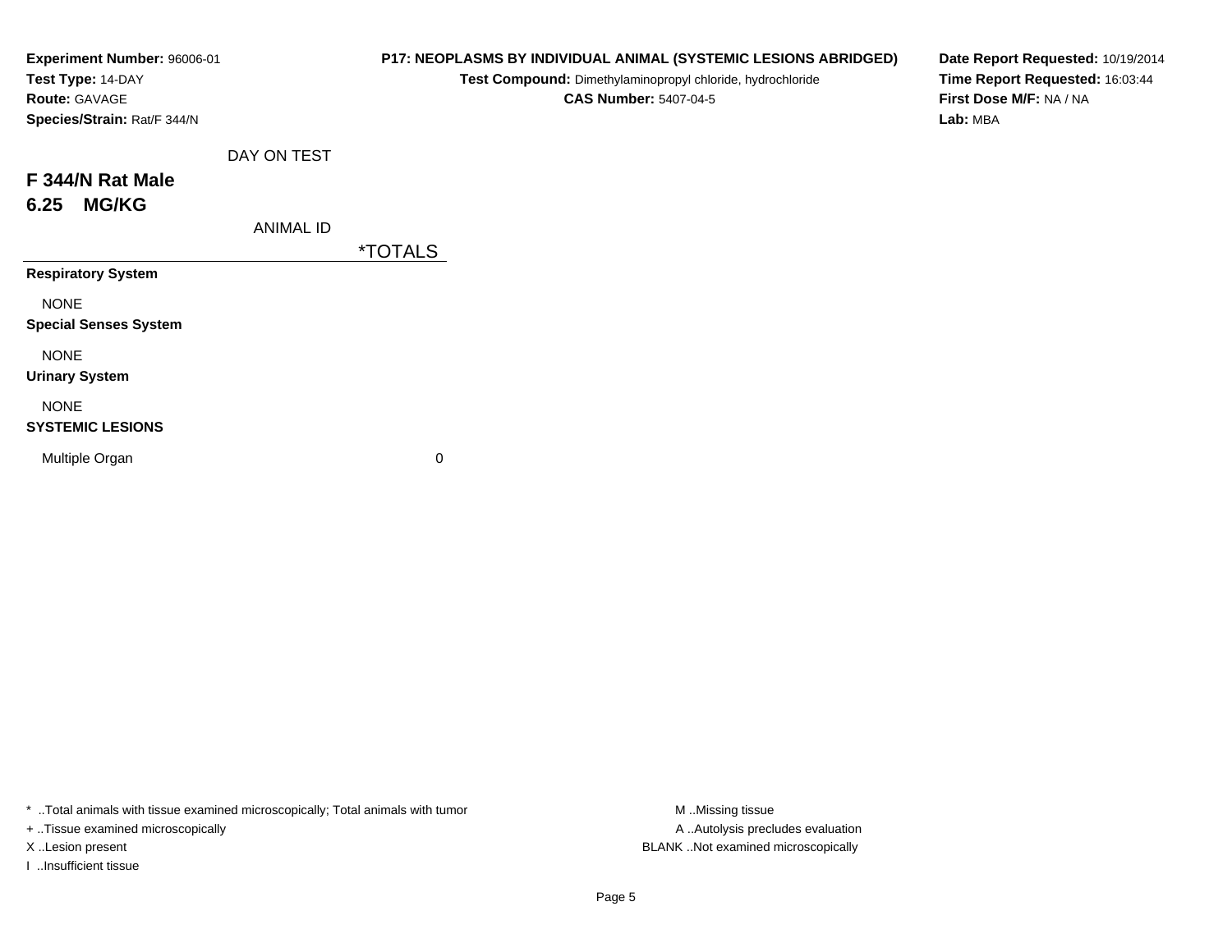**Experiment Number:** 96006-01
**Test Type:** 14-DAY
**Route:** GAVAGE
**Species/Strain:** Rat/F 344/N

**P17: NEOPLASMS BY INDIVIDUAL ANIMAL (SYSTEMIC LESIONS ABRIDGED)**
**Test Compound:** Dimethylaminopropyl chloride, hydrochloride
**CAS Number:** 5407-04-5

**Date Report Requested:** 10/19/2014
**Time Report Requested:** 16:03:44
**First Dose M/F:** NA / NA
**Lab:** MBA

## F 344/N Rat Male
## 6.25 MG/KG

| DAY ON TEST / ANIMAL ID | *TOTALS |
|---|---|
| **Respiratory System** | |
| NONE | |
| **Special Senses System** | |
| NONE | |
| **Urinary System** | |
| NONE | |
| **SYSTEMIC LESIONS** | |
| Multiple Organ | 0 |

\* ..Total animals with tissue examined microscopically; Total animals with tumor
+ ..Tissue examined microscopically
X ..Lesion present
I ..Insufficient tissue

M ..Missing tissue
A ..Autolysis precludes evaluation
BLANK ..Not examined microscopically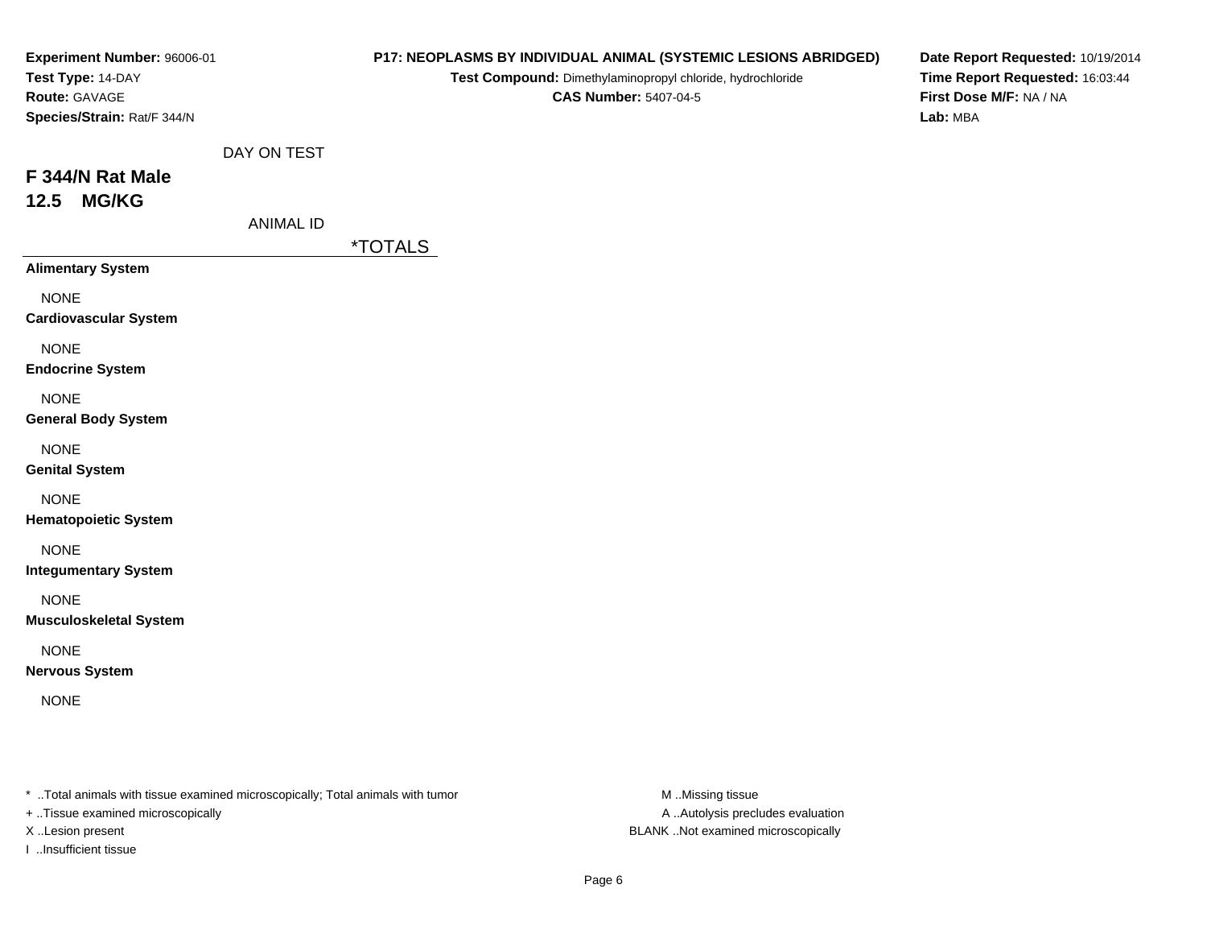**Experiment Number:** 96006-01
**Test Type:** 14-DAY
**Route:** GAVAGE
**Species/Strain:** Rat/F 344/N

**P17: NEOPLASMS BY INDIVIDUAL ANIMAL (SYSTEMIC LESIONS ABRIDGED)**
**Test Compound:** Dimethylaminopropyl chloride, hydrochloride
**CAS Number:** 5407-04-5

**Date Report Requested:** 10/19/2014
**Time Report Requested:** 16:03:44
**First Dose M/F:** NA / NA
**Lab:** MBA

DAY ON TEST

## F 344/N Rat Male
## 12.5 MG/KG

ANIMAL ID

| | *TOTALS |
|---|---|
| **Alimentary System** | |
| NONE | |
| **Cardiovascular System** | |
| NONE | |
| **Endocrine System** | |
| NONE | |
| **General Body System** | |
| NONE | |
| **Genital System** | |
| NONE | |
| **Hematopoietic System** | |
| NONE | |
| **Integumentary System** | |
| NONE | |
| **Musculoskeletal System** | |
| NONE | |
| **Nervous System** | |
| NONE | |

* ..Total animals with tissue examined microscopically; Total animals with tumor
+ ..Tissue examined microscopically
X ..Lesion present
I ..Insufficient tissue

M ..Missing tissue
A ..Autolysis precludes evaluation
BLANK ..Not examined microscopically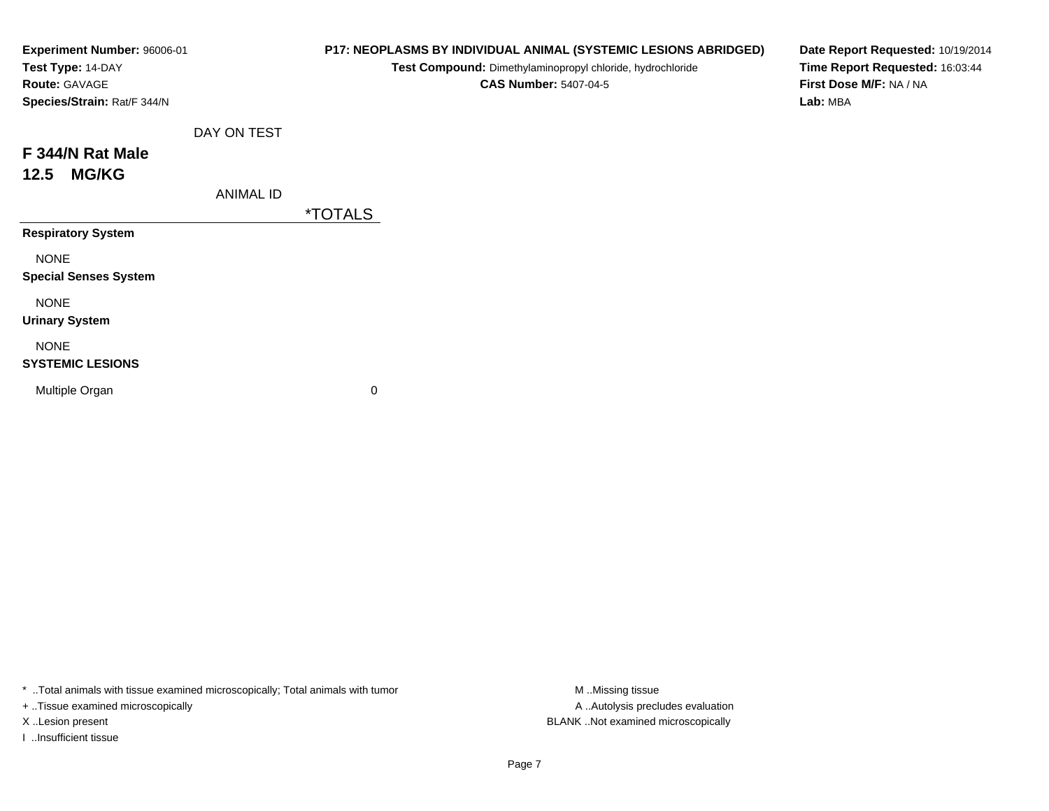**Experiment Number:** 96006-01
**Test Type:** 14-DAY
**Route:** GAVAGE
**Species/Strain:** Rat/F 344/N

**P17: NEOPLASMS BY INDIVIDUAL ANIMAL (SYSTEMIC LESIONS ABRIDGED)**
**Test Compound:** Dimethylaminopropyl chloride, hydrochloride
**CAS Number:** 5407-04-5

**Date Report Requested:** 10/19/2014
**Time Report Requested:** 16:03:44
**First Dose M/F:** NA / NA
**Lab:** MBA

## F 344/N Rat Male
## 12.5 MG/KG

| DAY ON TEST / ANIMAL ID | *TOTALS |
|---|---|
| **Respiratory System** | |
| NONE | |
| **Special Senses System** | |
| NONE | |
| **Urinary System** | |
| NONE | |
| **SYSTEMIC LESIONS** | |
| Multiple Organ | 0 |

* ..Total animals with tissue examined microscopically; Total animals with tumor
+ ..Tissue examined microscopically
X ..Lesion present
I ..Insufficient tissue

M ..Missing tissue
A ..Autolysis precludes evaluation
BLANK ..Not examined microscopically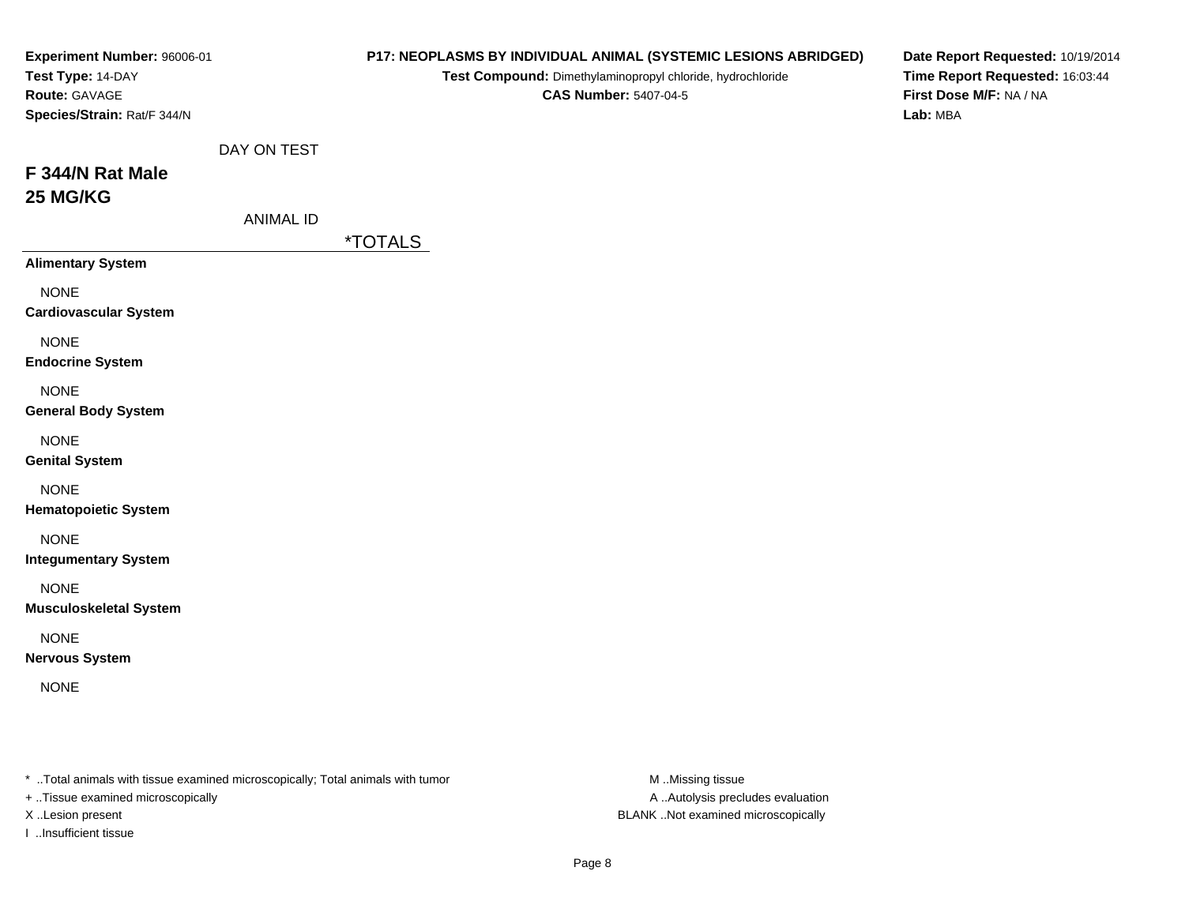**Experiment Number:** 96006-01
**Test Type:** 14-DAY
**Route:** GAVAGE
**Species/Strain:** Rat/F 344/N

**P17: NEOPLASMS BY INDIVIDUAL ANIMAL (SYSTEMIC LESIONS ABRIDGED)**
**Test Compound:** Dimethylaminopropyl chloride, hydrochloride
**CAS Number:** 5407-04-5

**Date Report Requested:** 10/19/2014
**Time Report Requested:** 16:03:44
**First Dose M/F:** NA / NA
**Lab:** MBA

DAY ON TEST

## F 344/N Rat Male
## 25 MG/KG

ANIMAL ID

| | *TOTALS |
|---|---|
| **Alimentary System** | |
| NONE | |
| **Cardiovascular System** | |
| NONE | |
| **Endocrine System** | |
| NONE | |
| **General Body System** | |
| NONE | |
| **Genital System** | |
| NONE | |
| **Hematopoietic System** | |
| NONE | |
| **Integumentary System** | |
| NONE | |
| **Musculoskeletal System** | |
| NONE | |
| **Nervous System** | |
| NONE | |

* ..Total animals with tissue examined microscopically; Total animals with tumor
+ ..Tissue examined microscopically
X ..Lesion present
I ..Insufficient tissue

M ..Missing tissue
A ..Autolysis precludes evaluation
BLANK ..Not examined microscopically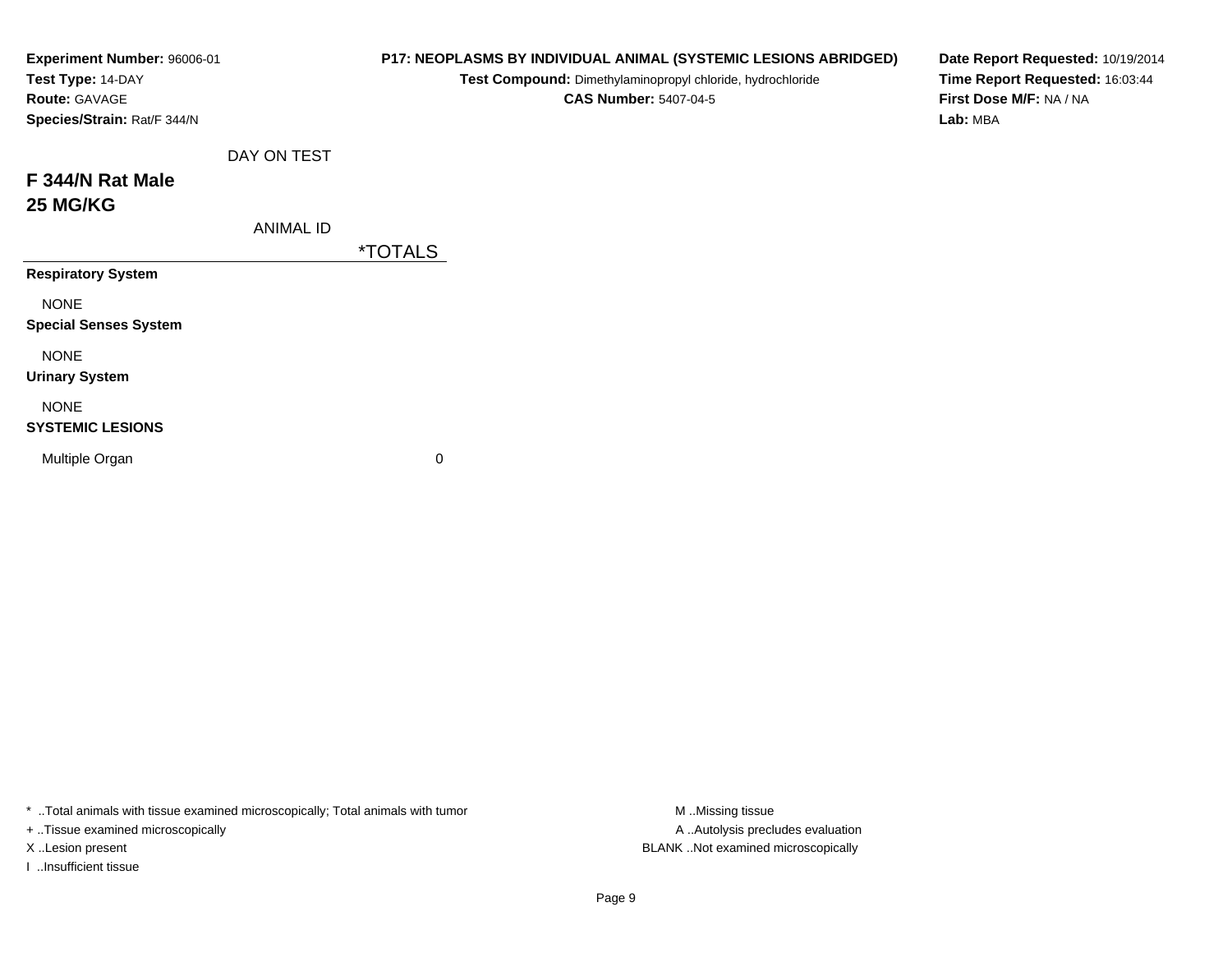**Experiment Number:** 96006-01
**Test Type:** 14-DAY
**Route:** GAVAGE
**Species/Strain:** Rat/F 344/N

**P17: NEOPLASMS BY INDIVIDUAL ANIMAL (SYSTEMIC LESIONS ABRIDGED)**
**Test Compound:** Dimethylaminopropyl chloride, hydrochloride
**CAS Number:** 5407-04-5

**Date Report Requested:** 10/19/2014
**Time Report Requested:** 16:03:44
**First Dose M/F:** NA / NA
**Lab:** MBA

## F 344/N Rat Male
## 25 MG/KG

| DAY ON TEST / ANIMAL ID | *TOTALS |
|---|---|
| **Respiratory System** | |
| NONE | |
| **Special Senses System** | |
| NONE | |
| **Urinary System** | |
| NONE | |
| **SYSTEMIC LESIONS** | |
| Multiple Organ | 0 |

* ..Total animals with tissue examined microscopically; Total animals with tumor
+ ..Tissue examined microscopically
X ..Lesion present
I ..Insufficient tissue

M ..Missing tissue
A ..Autolysis precludes evaluation
BLANK ..Not examined microscopically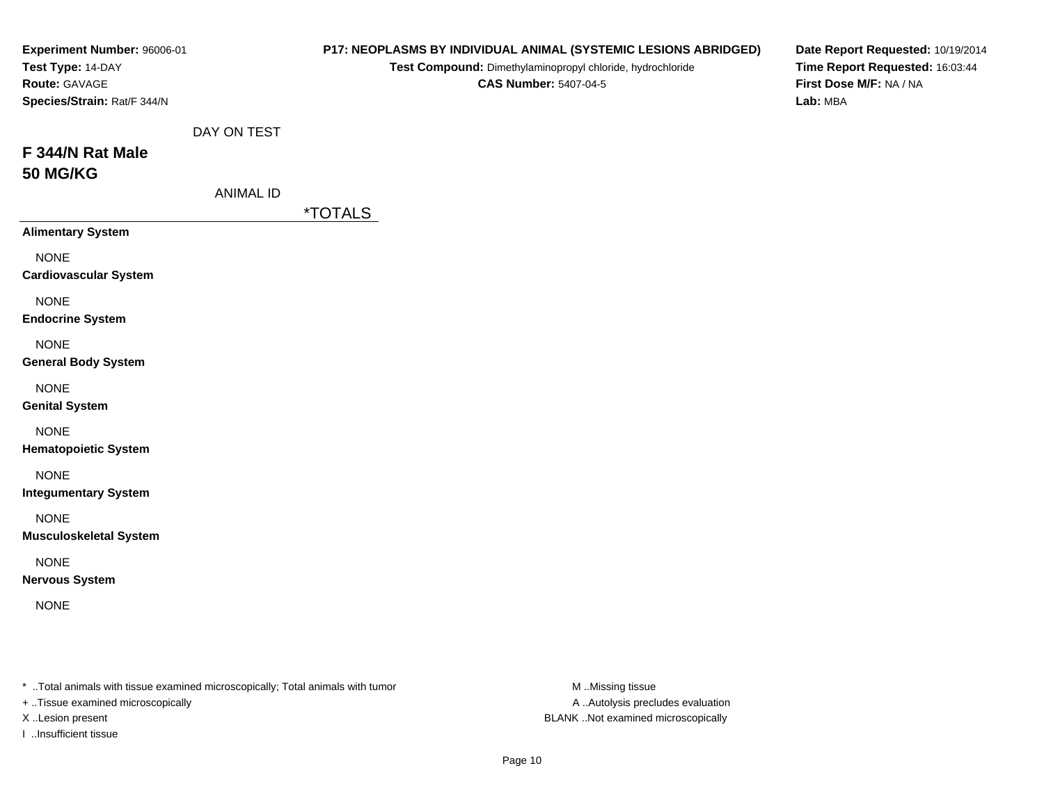**Experiment Number:** 96006-01
**Test Type:** 14-DAY
**Route:** GAVAGE
**Species/Strain:** Rat/F 344/N

**P17: NEOPLASMS BY INDIVIDUAL ANIMAL (SYSTEMIC LESIONS ABRIDGED)**
**Test Compound:** Dimethylaminopropyl chloride, hydrochloride
**CAS Number:** 5407-04-5

**Date Report Requested:** 10/19/2014
**Time Report Requested:** 16:03:44
**First Dose M/F:** NA / NA
**Lab:** MBA

DAY ON TEST

## F 344/N Rat Male
## 50 MG/KG

ANIMAL ID

| | *TOTALS |
|---|---|
| **Alimentary System** | |
| NONE | |
| **Cardiovascular System** | |
| NONE | |
| **Endocrine System** | |
| NONE | |
| **General Body System** | |
| NONE | |
| **Genital System** | |
| NONE | |
| **Hematopoietic System** | |
| NONE | |
| **Integumentary System** | |
| NONE | |
| **Musculoskeletal System** | |
| NONE | |
| **Nervous System** | |
| NONE | |

* ..Total animals with tissue examined microscopically; Total animals with tumor
+ ..Tissue examined microscopically
X ..Lesion present
I ..Insufficient tissue

M ..Missing tissue
A ..Autolysis precludes evaluation
BLANK ..Not examined microscopically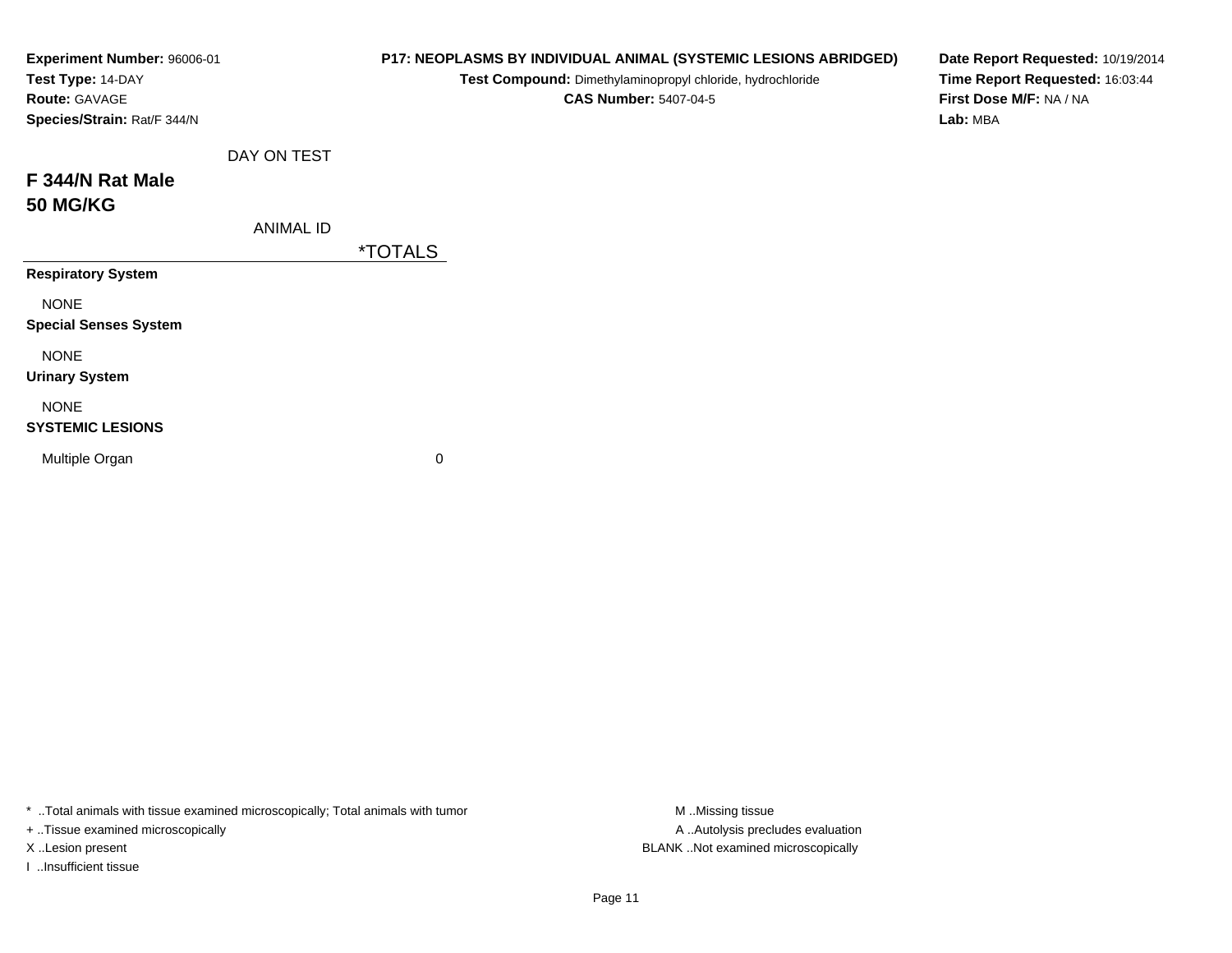**Experiment Number:** 96006-01
**Test Type:** 14-DAY
**Route:** GAVAGE
**Species/Strain:** Rat/F 344/N

**P17: NEOPLASMS BY INDIVIDUAL ANIMAL (SYSTEMIC LESIONS ABRIDGED)**
**Test Compound:** Dimethylaminopropyl chloride, hydrochloride
**CAS Number:** 5407-04-5

**Date Report Requested:** 10/19/2014
**Time Report Requested:** 16:03:44
**First Dose M/F:** NA / NA
**Lab:** MBA

# F 344/N Rat Male
## 50 MG/KG

| DAY ON TEST<br>ANIMAL ID | *TOTALS |
|---|---|
| **Respiratory System** | |
| NONE | |
| **Special Senses System** | |
| NONE | |
| **Urinary System** | |
| NONE | |
| **SYSTEMIC LESIONS** | |
| Multiple Organ | 0 |

* ..Total animals with tissue examined microscopically; Total animals with tumor
+ ..Tissue examined microscopically
X ..Lesion present
I ..Insufficient tissue

M ..Missing tissue
A ..Autolysis precludes evaluation
BLANK ..Not examined microscopically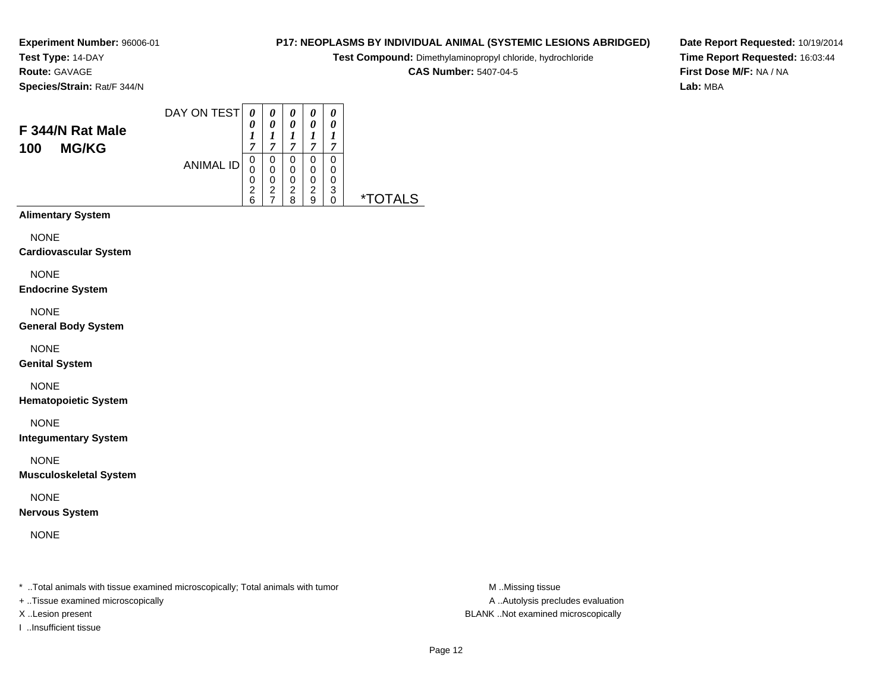**Experiment Number:** 96006-01
**Test Type:** 14-DAY
**Route:** GAVAGE
**Species/Strain:** Rat/F 344/N

**P17: NEOPLASMS BY INDIVIDUAL ANIMAL (SYSTEMIC LESIONS ABRIDGED)**
**Test Compound:** Dimethylaminopropyl chloride, hydrochloride
**CAS Number:** 5407-04-5

**Date Report Requested:** 10/19/2014
**Time Report Requested:** 16:03:44
**First Dose M/F:** NA / NA
**Lab:** MBA

## F 344/N Rat Male
## 100 MG/KG

| DAY ON TEST | 0017 | 0017 | 0017 | 0017 | 0017 | |
|---|---|---|---|---|---|---|
| ANIMAL ID | 00026 | 00027 | 00028 | 00029 | 00030 | *TOTALS |

**Alimentary System**

NONE

**Cardiovascular System**

NONE

**Endocrine System**

NONE

**General Body System**

NONE

**Genital System**

NONE

**Hematopoietic System**

NONE

**Integumentary System**

NONE

**Musculoskeletal System**

NONE

**Nervous System**

NONE

\* ..Total animals with tissue examined microscopically; Total animals with tumor
+ ..Tissue examined microscopically
X ..Lesion present
I ..Insufficient tissue

M ..Missing tissue
A ..Autolysis precludes evaluation
BLANK ..Not examined microscopically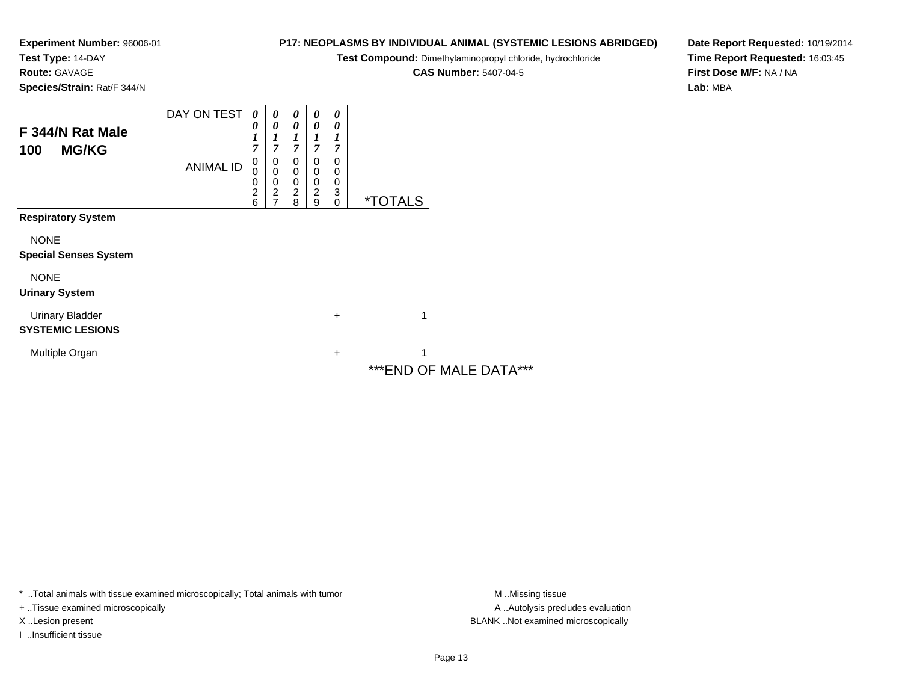**Experiment Number:** 96006-01
**Test Type:** 14-DAY
**Route:** GAVAGE
**Species/Strain:** Rat/F 344/N

**P17: NEOPLASMS BY INDIVIDUAL ANIMAL (SYSTEMIC LESIONS ABRIDGED)**
**Test Compound:** Dimethylaminopropyl chloride, hydrochloride
**CAS Number:** 5407-04-5

**Date Report Requested:** 10/19/2014
**Time Report Requested:** 16:03:45
**First Dose M/F:** NA / NA
**Lab:** MBA

## F 344/N Rat Male
## 100 MG/KG

| DAY ON TEST | 0017 | 0017 | 0017 | 0017 | 0017 | |
|---|---|---|---|---|---|---|
| **ANIMAL ID** | 00026 | 00027 | 00028 | 00029 | 00030 | ***TOTALS** |
| **Respiratory System** | | | | | | |
| NONE | | | | | | |
| **Special Senses System** | | | | | | |
| NONE | | | | | | |
| **Urinary System** | | | | | | |
| Urinary Bladder | | | | | + | 1 |
| **SYSTEMIC LESIONS** | | | | | | |
| Multiple Organ | | | | | + | 1 |

***END OF MALE DATA***

* ..Total animals with tissue examined microscopically; Total animals with tumor
+ ..Tissue examined microscopically
X ..Lesion present
I ..Insufficient tissue

M ..Missing tissue
A ..Autolysis precludes evaluation
BLANK ..Not examined microscopically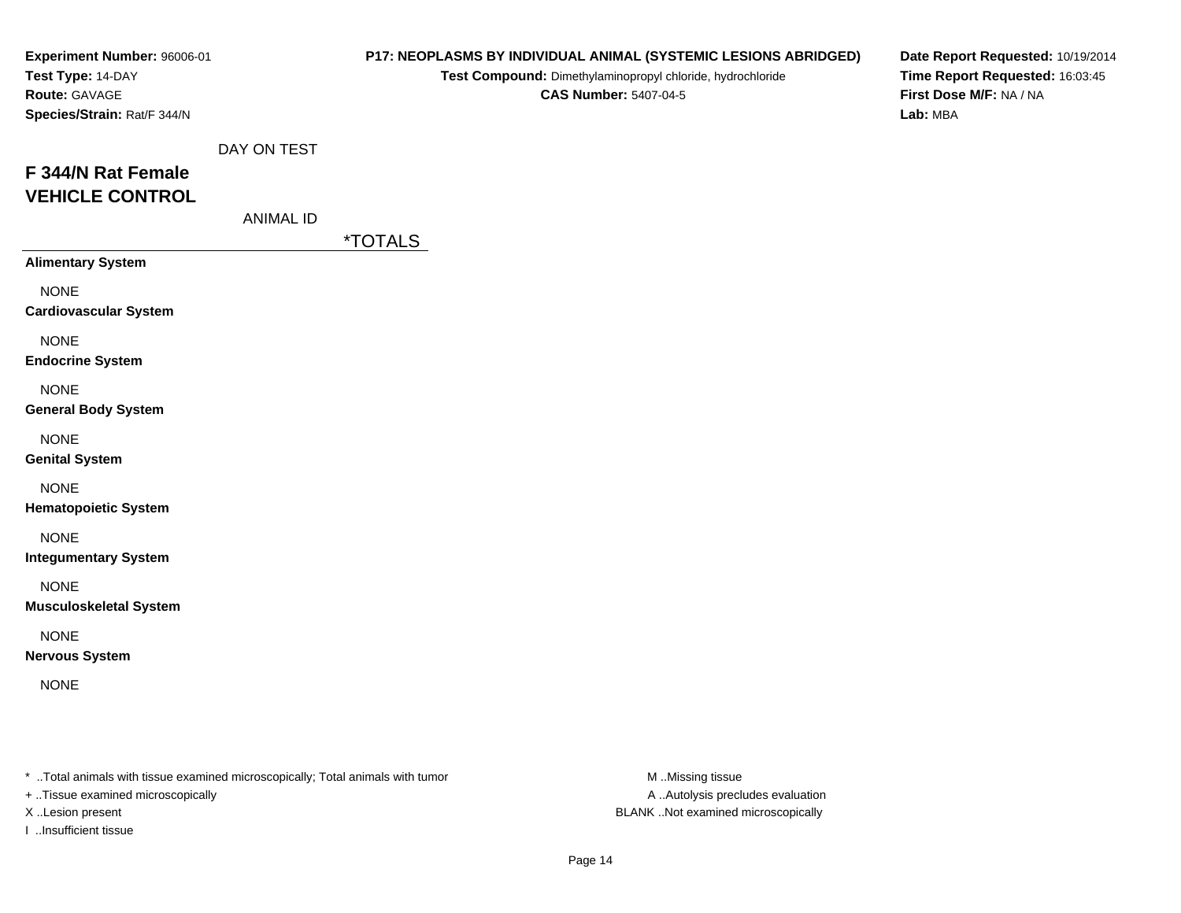**Experiment Number:** 96006-01
**Test Type:** 14-DAY
**Route:** GAVAGE
**Species/Strain:** Rat/F 344/N

**P17: NEOPLASMS BY INDIVIDUAL ANIMAL (SYSTEMIC LESIONS ABRIDGED)**
**Test Compound:** Dimethylaminopropyl chloride, hydrochloride
**CAS Number:** 5407-04-5

**Date Report Requested:** 10/19/2014
**Time Report Requested:** 16:03:45
**First Dose M/F:** NA / NA
**Lab:** MBA

DAY ON TEST

## F 344/N Rat Female
## VEHICLE CONTROL

ANIMAL ID

| | *TOTALS |
|---|---|
| **Alimentary System** | |
| NONE | |
| **Cardiovascular System** | |
| NONE | |
| **Endocrine System** | |
| NONE | |
| **General Body System** | |
| NONE | |
| **Genital System** | |
| NONE | |
| **Hematopoietic System** | |
| NONE | |
| **Integumentary System** | |
| NONE | |
| **Musculoskeletal System** | |
| NONE | |
| **Nervous System** | |
| NONE | |

* ..Total animals with tissue examined microscopically; Total animals with tumor
+ ..Tissue examined microscopically
X ..Lesion present
I ..Insufficient tissue

M ..Missing tissue
A ..Autolysis precludes evaluation
BLANK ..Not examined microscopically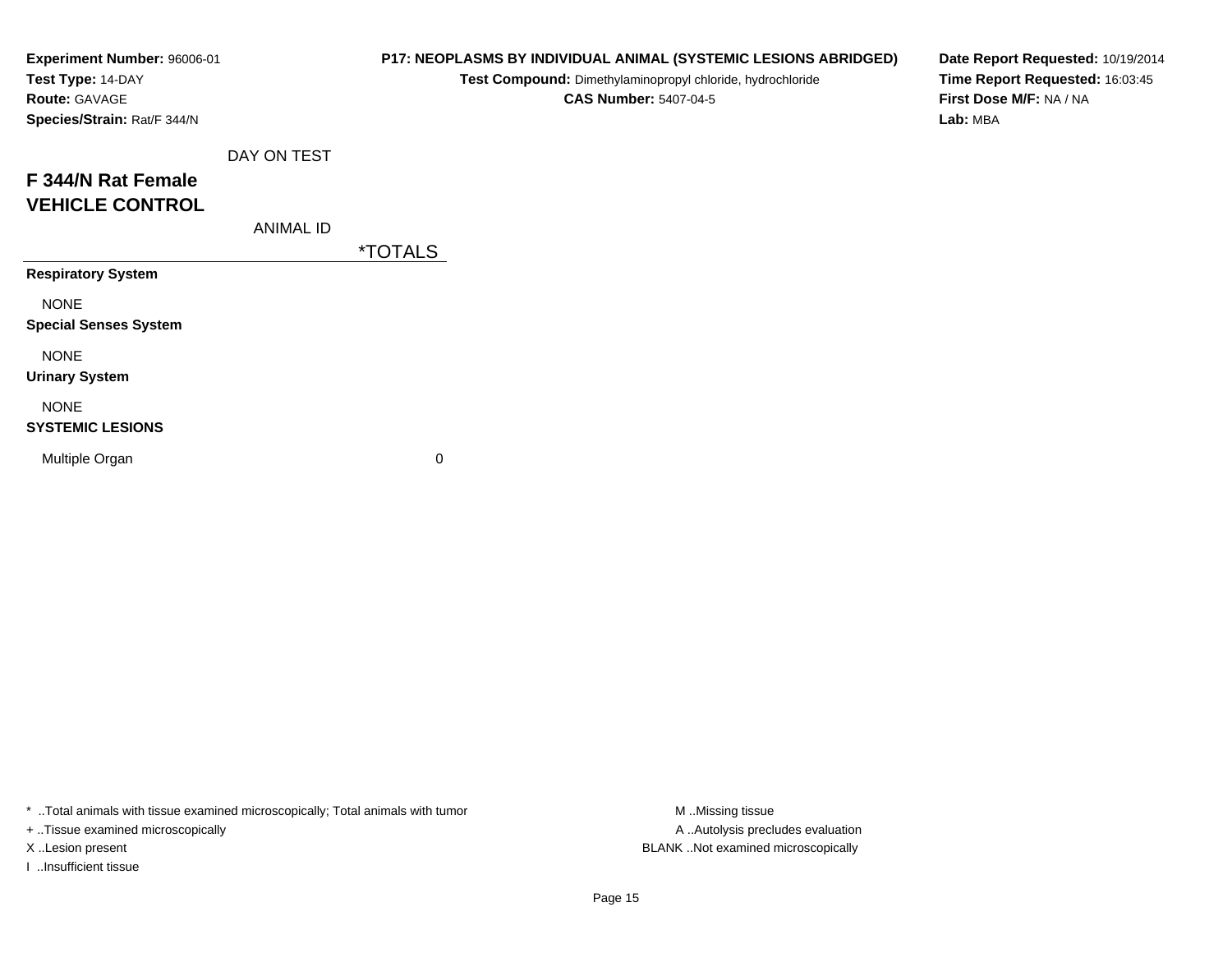**Experiment Number:** 96006-01
**Test Type:** 14-DAY
**Route:** GAVAGE
**Species/Strain:** Rat/F 344/N

**P17: NEOPLASMS BY INDIVIDUAL ANIMAL (SYSTEMIC LESIONS ABRIDGED)**
**Test Compound:** Dimethylaminopropyl chloride, hydrochloride
**CAS Number:** 5407-04-5

**Date Report Requested:** 10/19/2014
**Time Report Requested:** 16:03:45
**First Dose M/F:** NA / NA
**Lab:** MBA

## F 344/N Rat Female
## VEHICLE CONTROL

| DAY ON TEST / ANIMAL ID | *TOTALS |
|---|---|
| **Respiratory System** | |
| NONE | |
| **Special Senses System** | |
| NONE | |
| **Urinary System** | |
| NONE | |
| **SYSTEMIC LESIONS** | |
| Multiple Organ | 0 |

* ..Total animals with tissue examined microscopically; Total animals with tumor
+ ..Tissue examined microscopically
X ..Lesion present
I ..Insufficient tissue

M ..Missing tissue
A ..Autolysis precludes evaluation
BLANK ..Not examined microscopically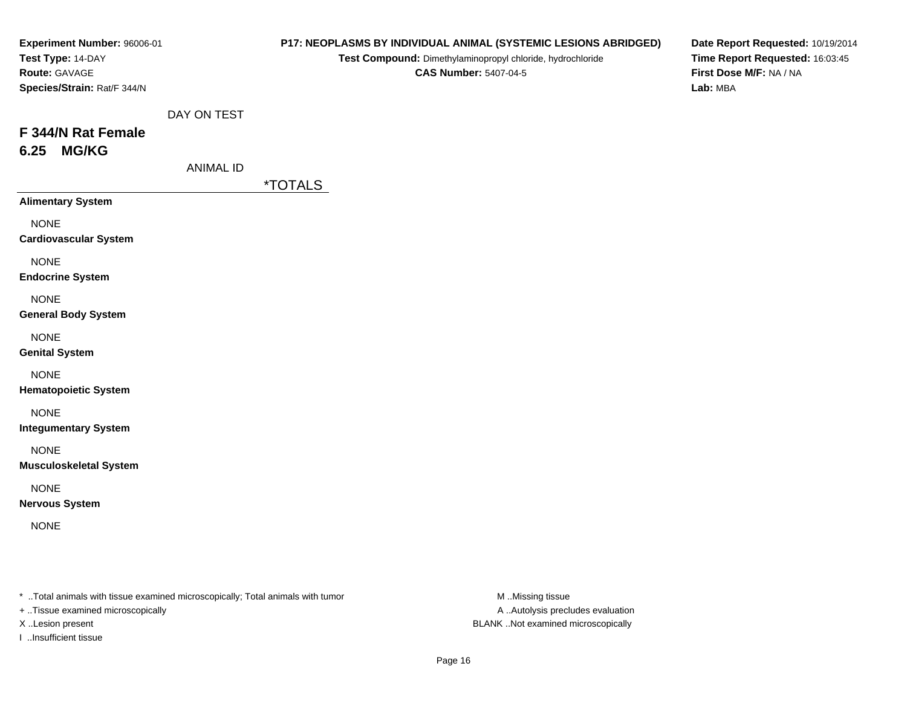**Experiment Number:** 96006-01
**Test Type:** 14-DAY
**Route:** GAVAGE
**Species/Strain:** Rat/F 344/N

**P17: NEOPLASMS BY INDIVIDUAL ANIMAL (SYSTEMIC LESIONS ABRIDGED)**
**Test Compound:** Dimethylaminopropyl chloride, hydrochloride
**CAS Number:** 5407-04-5

**Date Report Requested:** 10/19/2014
**Time Report Requested:** 16:03:45
**First Dose M/F:** NA / NA
**Lab:** MBA

DAY ON TEST

## F 344/N Rat Female
## 6.25 MG/KG

ANIMAL ID

| | *TOTALS |
|---|---|
| **Alimentary System** | |
| NONE | |
| **Cardiovascular System** | |
| NONE | |
| **Endocrine System** | |
| NONE | |
| **General Body System** | |
| NONE | |
| **Genital System** | |
| NONE | |
| **Hematopoietic System** | |
| NONE | |
| **Integumentary System** | |
| NONE | |
| **Musculoskeletal System** | |
| NONE | |
| **Nervous System** | |
| NONE | |

* ..Total animals with tissue examined microscopically; Total animals with tumor
+ ..Tissue examined microscopically
X ..Lesion present
I ..Insufficient tissue

M ..Missing tissue
A ..Autolysis precludes evaluation
BLANK ..Not examined microscopically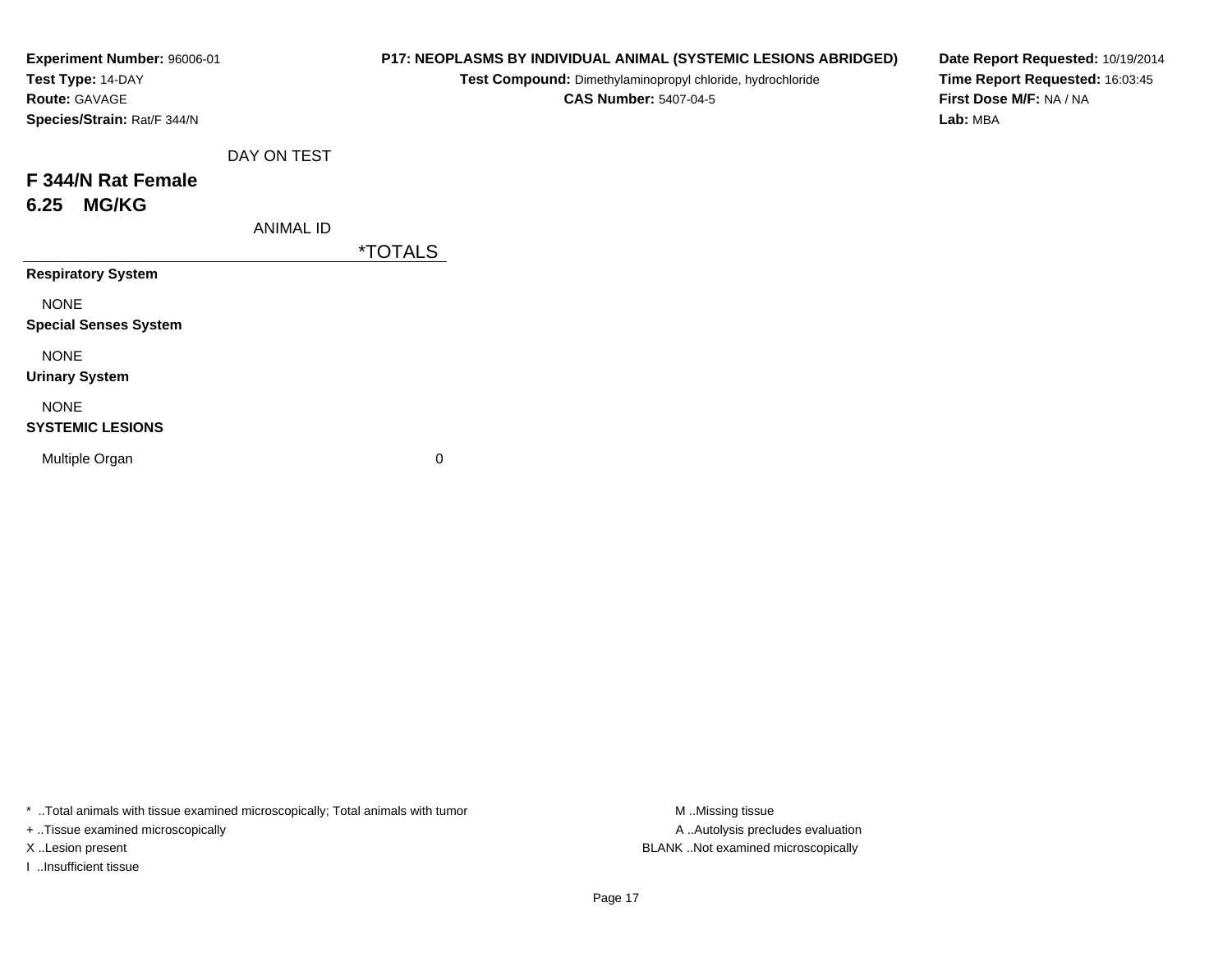**Experiment Number:** 96006-01
**Test Type:** 14-DAY
**Route:** GAVAGE
**Species/Strain:** Rat/F 344/N

**P17: NEOPLASMS BY INDIVIDUAL ANIMAL (SYSTEMIC LESIONS ABRIDGED)**
**Test Compound:** Dimethylaminopropyl chloride, hydrochloride
**CAS Number:** 5407-04-5

**Date Report Requested:** 10/19/2014
**Time Report Requested:** 16:03:45
**First Dose M/F:** NA / NA
**Lab:** MBA

DAY ON TEST

## F 344/N Rat Female
## 6.25 MG/KG

ANIMAL ID

| | *TOTALS |
|---|---|
| **Respiratory System** | |
| NONE | |
| **Special Senses System** | |
| NONE | |
| **Urinary System** | |
| NONE | |
| **SYSTEMIC LESIONS** | |
| Multiple Organ | 0 |

* ..Total animals with tissue examined microscopically; Total animals with tumor
+ ..Tissue examined microscopically
X ..Lesion present
I ..Insufficient tissue

M ..Missing tissue
A ..Autolysis precludes evaluation
BLANK ..Not examined microscopically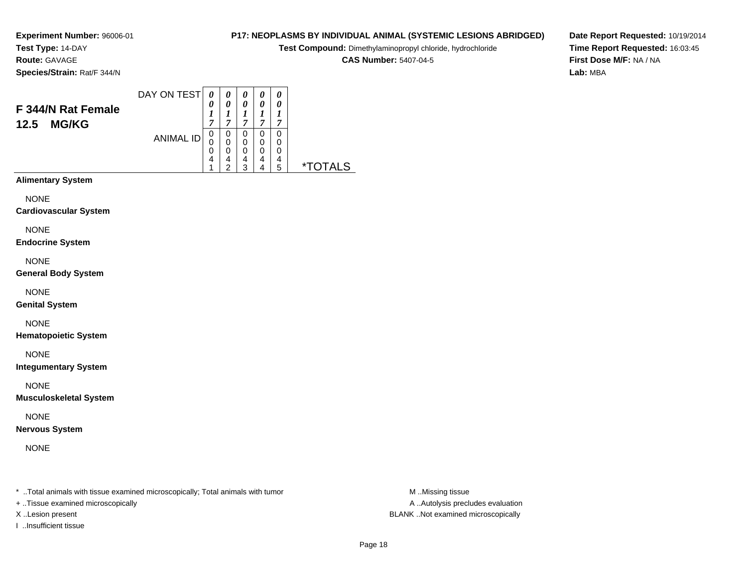**Experiment Number:** 96006-01
**Test Type:** 14-DAY
**Route:** GAVAGE
**Species/Strain:** Rat/F 344/N

**P17: NEOPLASMS BY INDIVIDUAL ANIMAL (SYSTEMIC LESIONS ABRIDGED)**
**Test Compound:** Dimethylaminopropyl chloride, hydrochloride
**CAS Number:** 5407-04-5

**Date Report Requested:** 10/19/2014
**Time Report Requested:** 16:03:45
**First Dose M/F:** NA / NA
**Lab:** MBA

## F 344/N Rat Female 12.5 MG/KG

| DAY ON TEST | 0017 | 0017 | 0017 | 0017 | 0017 | |
|---|---|---|---|---|---|---|
| ANIMAL ID | 00041 | 00042 | 00043 | 00044 | 00045 | *TOTALS |

**Alimentary System**

NONE

**Cardiovascular System**

NONE

**Endocrine System**

NONE

**General Body System**

NONE

**Genital System**

NONE

**Hematopoietic System**

NONE

**Integumentary System**

NONE

**Musculoskeletal System**

NONE

**Nervous System**

NONE

* ..Total animals with tissue examined microscopically; Total animals with tumor
+ ..Tissue examined microscopically
X ..Lesion present
I ..Insufficient tissue

M ..Missing tissue
A ..Autolysis precludes evaluation
BLANK ..Not examined microscopically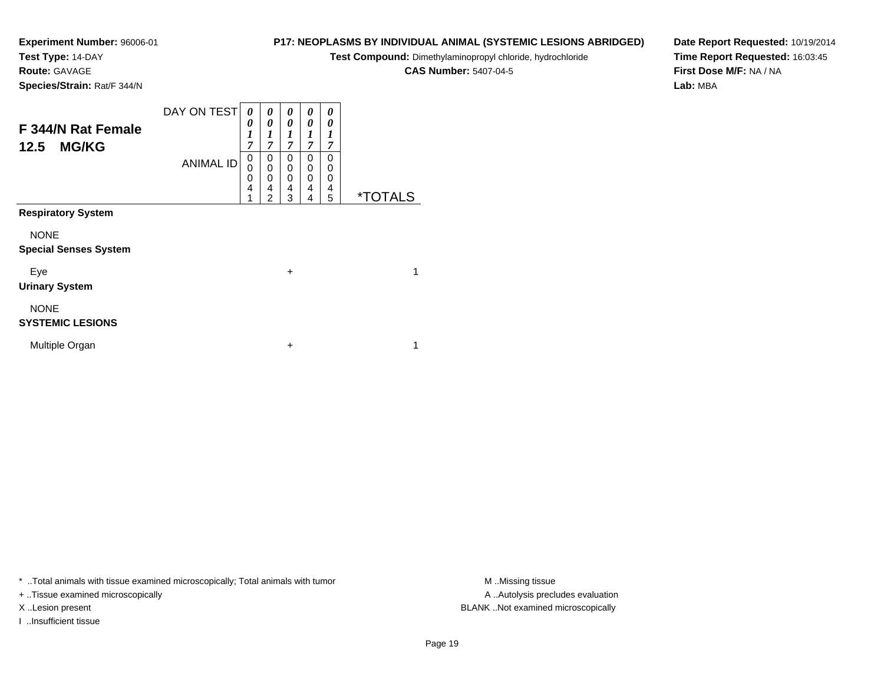**Experiment Number:** 96006-01
**Test Type:** 14-DAY
**Route:** GAVAGE
**Species/Strain:** Rat/F 344/N

**P17: NEOPLASMS BY INDIVIDUAL ANIMAL (SYSTEMIC LESIONS ABRIDGED)**
**Test Compound:** Dimethylaminopropyl chloride, hydrochloride
**CAS Number:** 5407-04-5

**Date Report Requested:** 10/19/2014
**Time Report Requested:** 16:03:45
**First Dose M/F:** NA / NA
**Lab:** MBA

## F 344/N Rat Female
## 12.5 MG/KG

| DAY ON TEST | 0017 | 0017 | 0017 | 0017 | 0017 | |
|---|---|---|---|---|---|---|
| ANIMAL ID | 00041 | 00042 | 00043 | 00044 | 00045 | *TOTALS |
| **Respiratory System** | | | | | | |
| NONE | | | | | | |
| **Special Senses System** | | | | | | |
| Eye | | | + | | | 1 |
| **Urinary System** | | | | | | |
| NONE | | | | | | |
| **SYSTEMIC LESIONS** | | | | | | |
| Multiple Organ | | | + | | | 1 |

* ..Total animals with tissue examined microscopically; Total animals with tumor
+ ..Tissue examined microscopically
X ..Lesion present
I ..Insufficient tissue

M ..Missing tissue
A ..Autolysis precludes evaluation
BLANK ..Not examined microscopically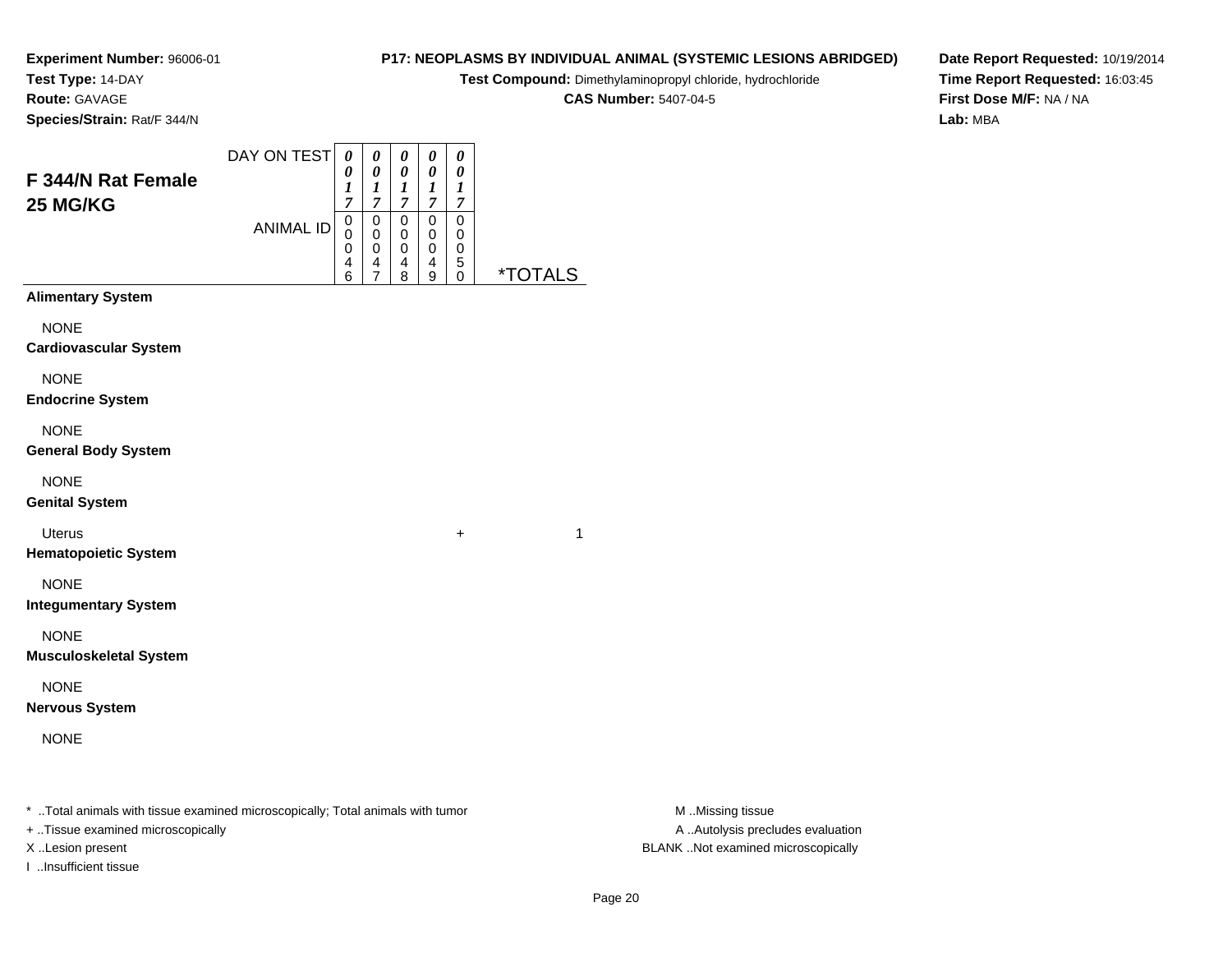**Experiment Number:** 96006-01
**Test Type:** 14-DAY
**Route:** GAVAGE
**Species/Strain:** Rat/F 344/N

**P17: NEOPLASMS BY INDIVIDUAL ANIMAL (SYSTEMIC LESIONS ABRIDGED)**
**Test Compound:** Dimethylaminopropyl chloride, hydrochloride
**CAS Number:** 5407-04-5

**Date Report Requested:** 10/19/2014
**Time Report Requested:** 16:03:45
**First Dose M/F:** NA / NA
**Lab:** MBA

## F 344/N Rat Female 25 MG/KG

| DAY ON TEST | 0017 | 0017 | 0017 | 0017 | 0017 | |
|---|---|---|---|---|---|---|
| ANIMAL ID | 00046 | 00047 | 00048 | 00049 | 00050 | *TOTALS |
| **Alimentary System** | | | | | | |
| NONE | | | | | | |
| **Cardiovascular System** | | | | | | |
| NONE | | | | | | |
| **Endocrine System** | | | | | | |
| NONE | | | | | | |
| **General Body System** | | | | | | |
| NONE | | | | | | |
| **Genital System** | | | | | | |
| Uterus | | | | | + | 1 |
| **Hematopoietic System** | | | | | | |
| NONE | | | | | | |
| **Integumentary System** | | | | | | |
| NONE | | | | | | |
| **Musculoskeletal System** | | | | | | |
| NONE | | | | | | |
| **Nervous System** | | | | | | |
| NONE | | | | | | |

* ..Total animals with tissue examined microscopically; Total animals with tumor
+ ..Tissue examined microscopically
X ..Lesion present
I ..Insufficient tissue

M ..Missing tissue
A ..Autolysis precludes evaluation
BLANK ..Not examined microscopically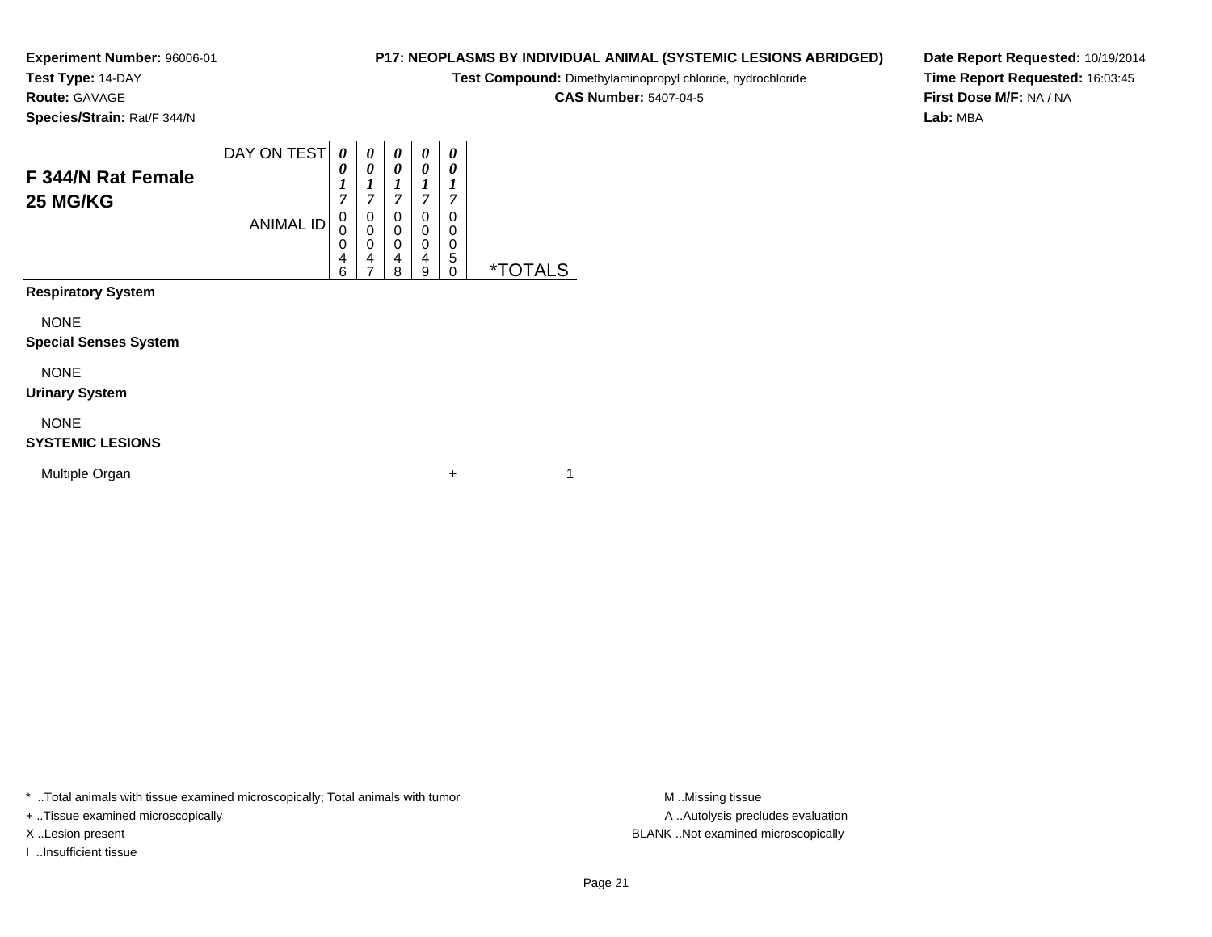**Experiment Number:** 96006-01
**Test Type:** 14-DAY
**Route:** GAVAGE
**Species/Strain:** Rat/F 344/N

**P17: NEOPLASMS BY INDIVIDUAL ANIMAL (SYSTEMIC LESIONS ABRIDGED)**
**Test Compound:** Dimethylaminopropyl chloride, hydrochloride
**CAS Number:** 5407-04-5

**Date Report Requested:** 10/19/2014
**Time Report Requested:** 16:03:45
**First Dose M/F:** NA / NA
**Lab:** MBA

## F 344/N Rat Female 25 MG/KG

| DAY ON TEST | 0017 | 0017 | 0017 | 0017 | 0017 | |
|---|---|---|---|---|---|---|
| ANIMAL ID | 00046 | 00047 | 00048 | 00049 | 00050 | *TOTALS |
| **Respiratory System** | | | | | | |
| NONE | | | | | | |
| **Special Senses System** | | | | | | |
| NONE | | | | | | |
| **Urinary System** | | | | | | |
| NONE | | | | | | |
| **SYSTEMIC LESIONS** | | | | | | |
| Multiple Organ | | | | | + | 1 |

* ..Total animals with tissue examined microscopically; Total animals with tumor
+ ..Tissue examined microscopically
X ..Lesion present
I ..Insufficient tissue

M ..Missing tissue
A ..Autolysis precludes evaluation
BLANK ..Not examined microscopically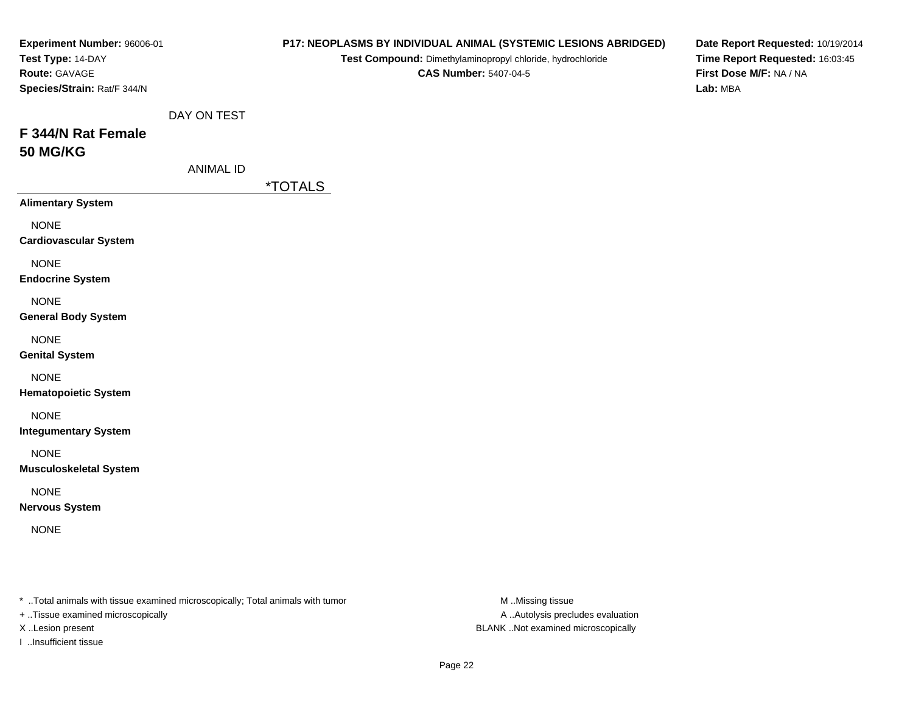**Experiment Number:** 96006-01
**Test Type:** 14-DAY
**Route:** GAVAGE
**Species/Strain:** Rat/F 344/N

**P17: NEOPLASMS BY INDIVIDUAL ANIMAL (SYSTEMIC LESIONS ABRIDGED)**
**Test Compound:** Dimethylaminopropyl chloride, hydrochloride
**CAS Number:** 5407-04-5

**Date Report Requested:** 10/19/2014
**Time Report Requested:** 16:03:45
**First Dose M/F:** NA / NA
**Lab:** MBA

DAY ON TEST

## F 344/N Rat Female
## 50 MG/KG

ANIMAL ID

| | *TOTALS |
|---|---|
| **Alimentary System** | |
| NONE | |
| **Cardiovascular System** | |
| NONE | |
| **Endocrine System** | |
| NONE | |
| **General Body System** | |
| NONE | |
| **Genital System** | |
| NONE | |
| **Hematopoietic System** | |
| NONE | |
| **Integumentary System** | |
| NONE | |
| **Musculoskeletal System** | |
| NONE | |
| **Nervous System** | |
| NONE | |

* ..Total animals with tissue examined microscopically; Total animals with tumor
+ ..Tissue examined microscopically
X ..Lesion present
I ..Insufficient tissue

M ..Missing tissue
A ..Autolysis precludes evaluation
BLANK ..Not examined microscopically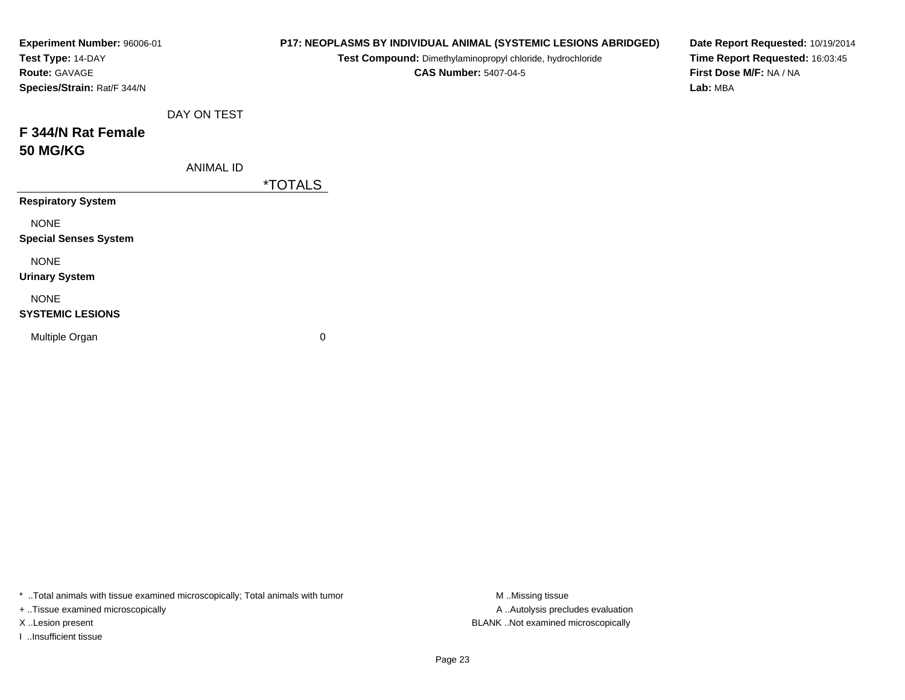**Experiment Number:** 96006-01
**Test Type:** 14-DAY
**Route:** GAVAGE
**Species/Strain:** Rat/F 344/N

**P17: NEOPLASMS BY INDIVIDUAL ANIMAL (SYSTEMIC LESIONS ABRIDGED)**
**Test Compound:** Dimethylaminopropyl chloride, hydrochloride
**CAS Number:** 5407-04-5

**Date Report Requested:** 10/19/2014
**Time Report Requested:** 16:03:45
**First Dose M/F:** NA / NA
**Lab:** MBA

## F 344/N Rat Female
## 50 MG/KG

| DAY ON TEST / ANIMAL ID | *TOTALS |
|---|---|
| **Respiratory System** | |
| NONE | |
| **Special Senses System** | |
| NONE | |
| **Urinary System** | |
| NONE | |
| **SYSTEMIC LESIONS** | |
| Multiple Organ | 0 |

* ..Total animals with tissue examined microscopically; Total animals with tumor
+ ..Tissue examined microscopically
X ..Lesion present
I ..Insufficient tissue

M ..Missing tissue
A ..Autolysis precludes evaluation
BLANK ..Not examined microscopically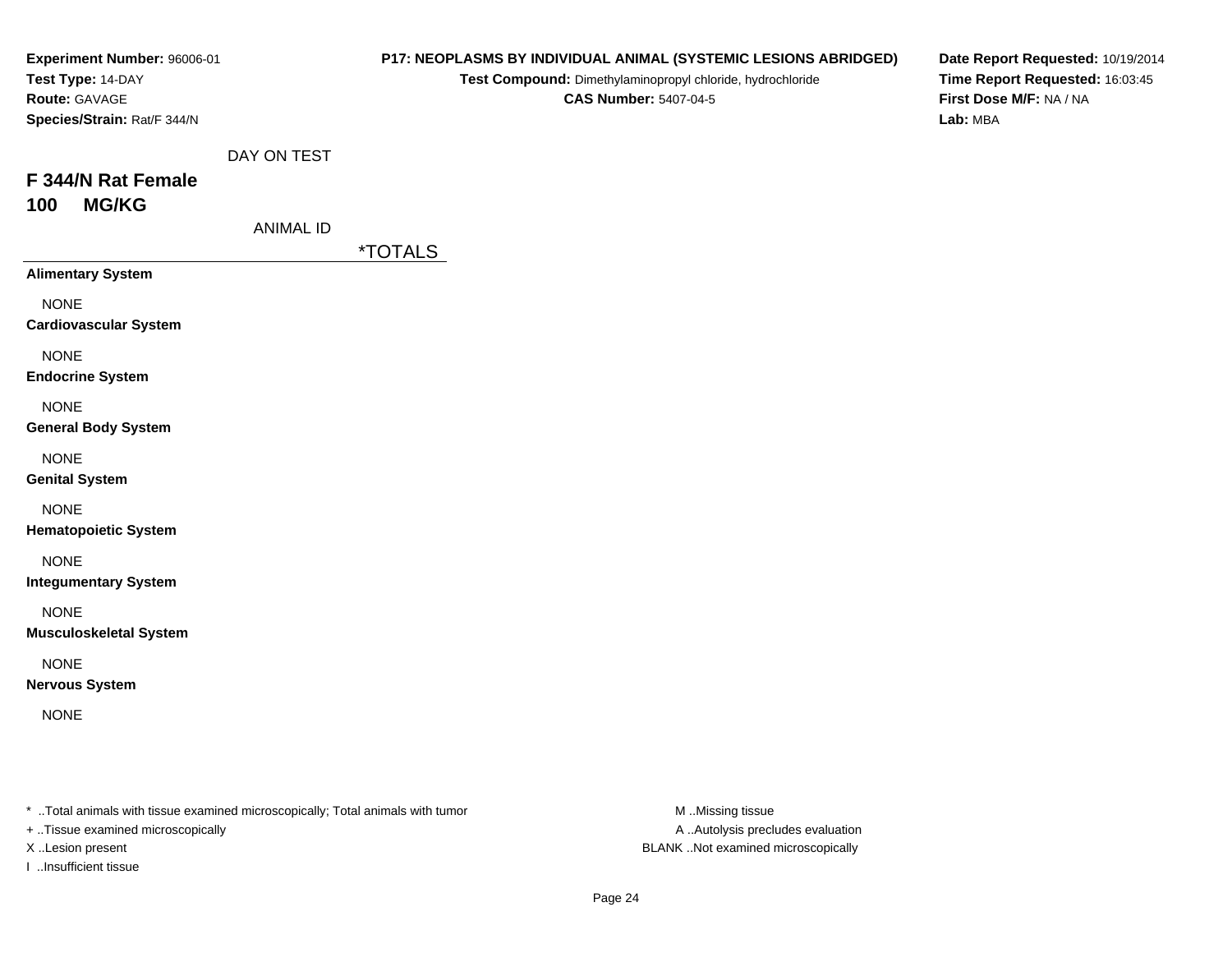**Experiment Number:** 96006-01
**Test Type:** 14-DAY
**Route:** GAVAGE
**Species/Strain:** Rat/F 344/N

**P17: NEOPLASMS BY INDIVIDUAL ANIMAL (SYSTEMIC LESIONS ABRIDGED)**
**Test Compound:** Dimethylaminopropyl chloride, hydrochloride
**CAS Number:** 5407-04-5

**Date Report Requested:** 10/19/2014
**Time Report Requested:** 16:03:45
**First Dose M/F:** NA / NA
**Lab:** MBA

DAY ON TEST

## F 344/N Rat Female
## 100 MG/KG

ANIMAL ID

| | *TOTALS |
|---|---|
| **Alimentary System** | |
| NONE | |
| **Cardiovascular System** | |
| NONE | |
| **Endocrine System** | |
| NONE | |
| **General Body System** | |
| NONE | |
| **Genital System** | |
| NONE | |
| **Hematopoietic System** | |
| NONE | |
| **Integumentary System** | |
| NONE | |
| **Musculoskeletal System** | |
| NONE | |
| **Nervous System** | |
| NONE | |

* ..Total animals with tissue examined microscopically; Total animals with tumor
+ ..Tissue examined microscopically
X ..Lesion present
I ..Insufficient tissue

M ..Missing tissue
A ..Autolysis precludes evaluation
BLANK ..Not examined microscopically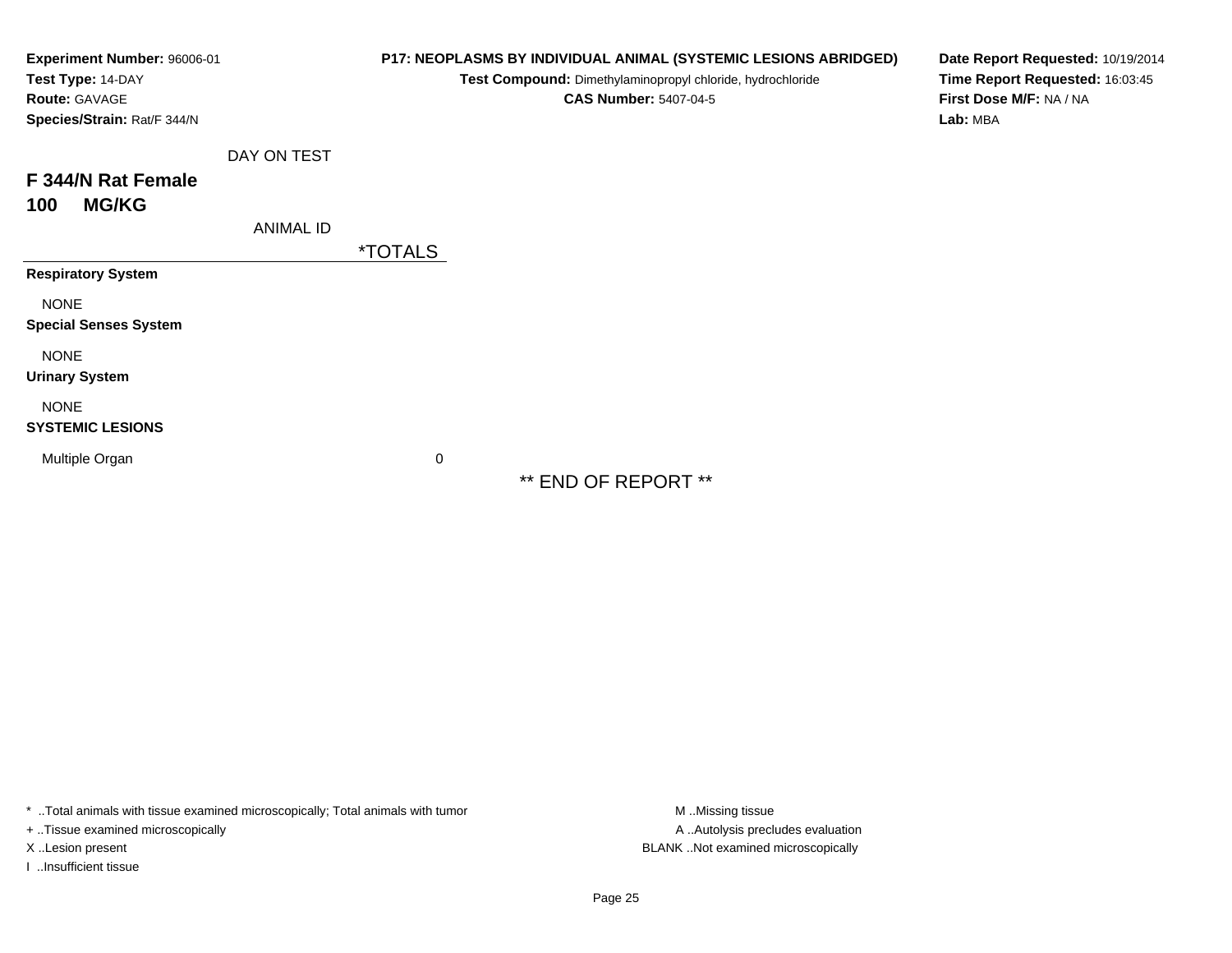**Experiment Number:** 96006-01
**Test Type:** 14-DAY
**Route:** GAVAGE
**Species/Strain:** Rat/F 344/N

**P17: NEOPLASMS BY INDIVIDUAL ANIMAL (SYSTEMIC LESIONS ABRIDGED)**
**Test Compound:** Dimethylaminopropyl chloride, hydrochloride
**CAS Number:** 5407-04-5

**Date Report Requested:** 10/19/2014
**Time Report Requested:** 16:03:45
**First Dose M/F:** NA / NA
**Lab:** MBA

## F 344/N Rat Female
## 100 MG/KG

| DAY ON TEST / ANIMAL ID | *TOTALS |
| --- | --- |
| **Respiratory System** | |
| NONE | |
| **Special Senses System** | |
| NONE | |
| **Urinary System** | |
| NONE | |
| **SYSTEMIC LESIONS** | |
| Multiple Organ | 0 |

** END OF REPORT **

* ..Total animals with tissue examined microscopically; Total animals with tumor
+ ..Tissue examined microscopically
X ..Lesion present
I ..Insufficient tissue

M ..Missing tissue
A ..Autolysis precludes evaluation
BLANK ..Not examined microscopically